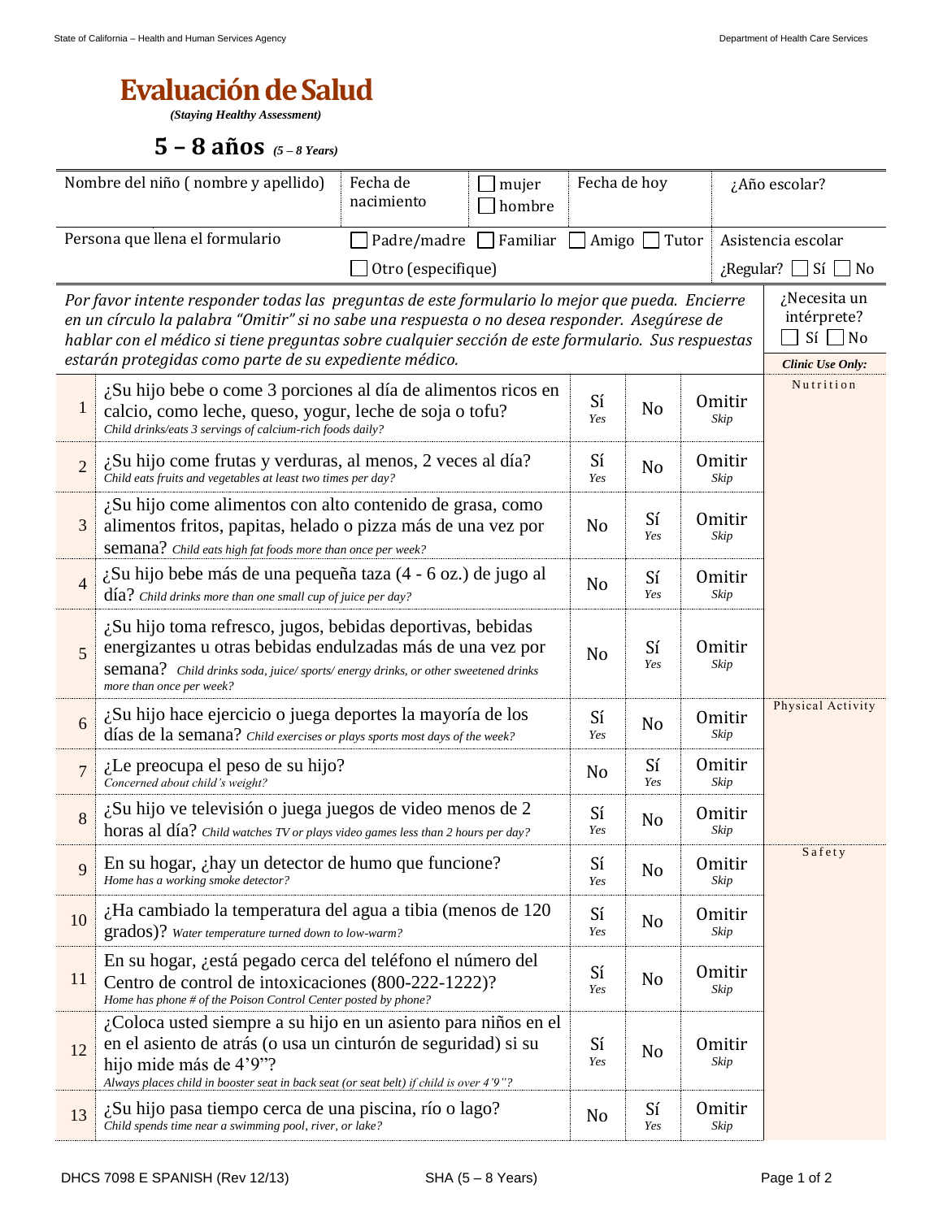State of California – Health and Human Services Agency | Department of Health Care Services

# Evaluación de Salud

*(Staying Healthy Assessment)*

## 5 – 8 años *(5 – 8 Years)*

| Nombre del niño ( nombre y apellido) | Fecha de nacimiento | ☐ mujer ☐ hombre | Fecha de hoy | ¿Año escolar? |
|---|---|---|---|---|
| Persona que llena el formulario | ☐ Padre/madre ☐ Familiar ☐ Amigo ☐ Tutor ☐ Otro (especifique) | | | Asistencia escolar ¿Regular? ☐ Sí ☐ No |

*Por favor intente responder todas las preguntas de este formulario lo mejor que pueda. Encierre en un círculo la palabra "Omitir" si no sabe una respuesta o no desea responder. Asegúrese de hablar con el médico si tiene preguntas sobre cualquier sección de este formulario. Sus respuestas estarán protegidas como parte de su expediente médico.*

¿Necesita un intérprete? ☐ Sí ☐ No

| # | Pregunta | | | | ***Clinic Use Only:*** |
|---|---|---|---|---|---|
| 1 | ¿Su hijo bebe o come 3 porciones al día de alimentos ricos en calcio, como leche, queso, yogur, leche de soja o tofu? *Child drinks/eats 3 servings of calcium-rich foods daily?* | Sí *Yes* | No | Omitir *Skip* | Nutrition |
| 2 | ¿Su hijo come frutas y verduras, al menos, 2 veces al día? *Child eats fruits and vegetables at least two times per day?* | Sí *Yes* | No | Omitir *Skip* | |
| 3 | ¿Su hijo come alimentos con alto contenido de grasa, como alimentos fritos, papitas, helado o pizza más de una vez por semana? *Child eats high fat foods more than once per week?* | No | Sí *Yes* | Omitir *Skip* | |
| 4 | ¿Su hijo bebe más de una pequeña taza (4 - 6 oz.) de jugo al día? *Child drinks more than one small cup of juice per day?* | No | Sí *Yes* | Omitir *Skip* | |
| 5 | ¿Su hijo toma refresco, jugos, bebidas deportivas, bebidas energizantes u otras bebidas endulzadas más de una vez por semana? *Child drinks soda, juice/ sports/ energy drinks, or other sweetened drinks more than once per week?* | No | Sí *Yes* | Omitir *Skip* | |
| 6 | ¿Su hijo hace ejercicio o juega deportes la mayoría de los días de la semana? *Child exercises or plays sports most days of the week?* | Sí *Yes* | No | Omitir *Skip* | Physical Activity |
| 7 | ¿Le preocupa el peso de su hijo? *Concerned about child's weight?* | No | Sí *Yes* | Omitir *Skip* | |
| 8 | ¿Su hijo ve televisión o juega juegos de video menos de 2 horas al día? *Child watches TV or plays video games less than 2 hours per day?* | Sí *Yes* | No | Omitir *Skip* | |
| 9 | En su hogar, ¿hay un detector de humo que funcione? *Home has a working smoke detector?* | Sí *Yes* | No | Omitir *Skip* | Safety |
| 10 | ¿Ha cambiado la temperatura del agua a tibia (menos de 120 grados)? *Water temperature turned down to low-warm?* | Sí *Yes* | No | Omitir *Skip* | |
| 11 | En su hogar, ¿está pegado cerca del teléfono el número del Centro de control de intoxicaciones (800-222-1222)? *Home has phone # of the Poison Control Center posted by phone?* | Sí *Yes* | No | Omitir *Skip* | |
| 12 | ¿Coloca usted siempre a su hijo en un asiento para niños en el en el asiento de atrás (o usa un cinturón de seguridad) si su hijo mide más de 4'9"? *Always places child in booster seat in back seat (or seat belt) if child is over 4'9"?* | Sí *Yes* | No | Omitir *Skip* | |
| 13 | ¿Su hijo pasa tiempo cerca de una piscina, río o lago? *Child spends time near a swimming pool, river, or lake?* | No | Sí *Yes* | Omitir *Skip* | |

DHCS 7098 E SPANISH (Rev 12/13) | SHA (5 – 8 Years)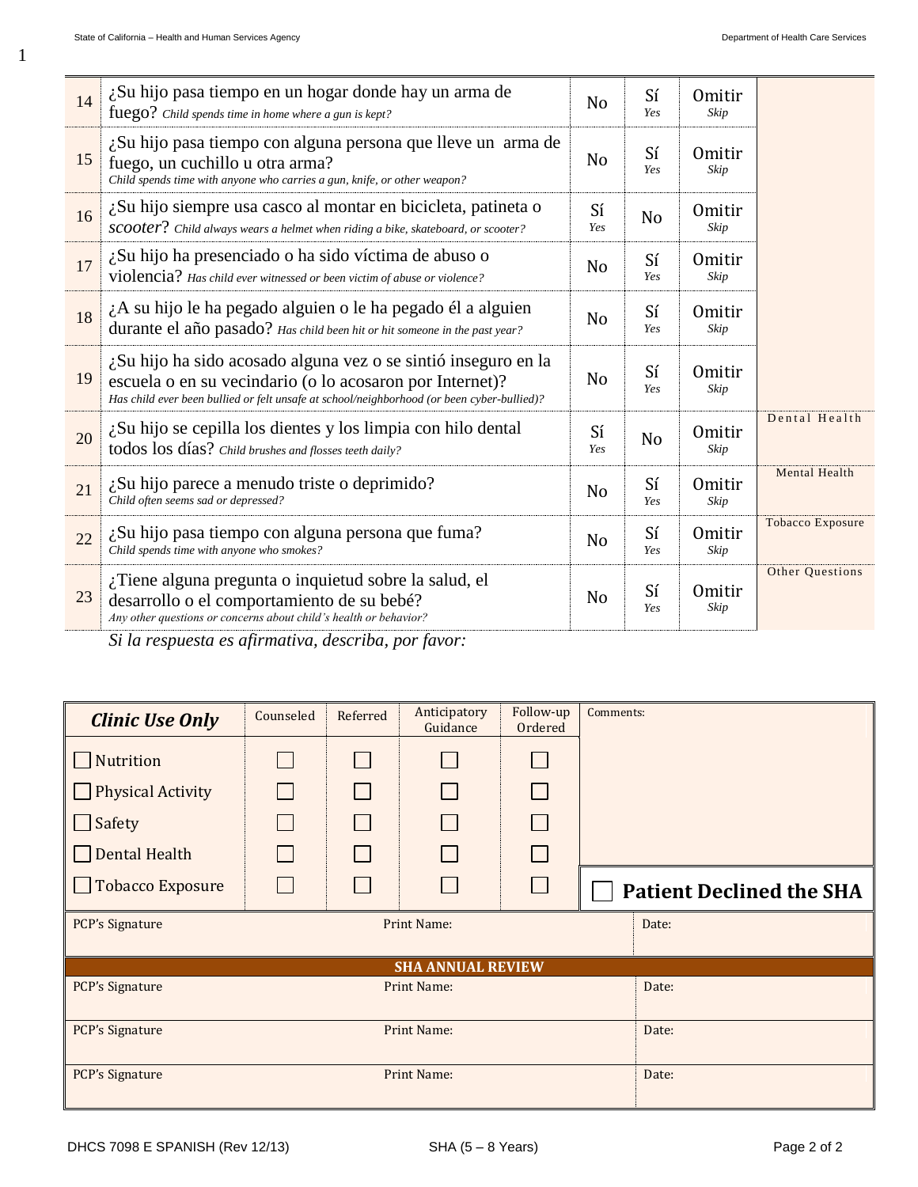| | | | | | |
|---|---|---|---|---|---|
| 14 | ¿Su hijo pasa tiempo en un hogar donde hay un arma de fuego? *Child spends time in home where a gun is kept?* | No | Sí *Yes* | Omitir *Skip* | |
| 15 | ¿Su hijo pasa tiempo con alguna persona que lleve un arma de fuego, un cuchillo u otra arma? *Child spends time with anyone who carries a gun, knife, or other weapon?* | No | Sí *Yes* | Omitir *Skip* | |
| 16 | ¿Su hijo siempre usa casco al montar en bicicleta, patineta o scooter? *Child always wears a helmet when riding a bike, skateboard, or scooter?* | Sí *Yes* | No | Omitir *Skip* | |
| 17 | ¿Su hijo ha presenciado o ha sido víctima de abuso o violencia? *Has child ever witnessed or been victim of abuse or violence?* | No | Sí *Yes* | Omitir *Skip* | |
| 18 | ¿A su hijo le ha pegado alguien o le ha pegado él a alguien durante el año pasado? *Has child been hit or hit someone in the past year?* | No | Sí *Yes* | Omitir *Skip* | |
| 19 | ¿Su hijo ha sido acosado alguna vez o se sintió inseguro en la escuela o en su vecindario (o lo acosaron por Internet)? *Has child ever been bullied or felt unsafe at school/neighborhood (or been cyber-bullied)?* | No | Sí *Yes* | Omitir *Skip* | |
| 20 | ¿Su hijo se cepilla los dientes y los limpia con hilo dental todos los días? *Child brushes and flosses teeth daily?* | Sí *Yes* | No | Omitir *Skip* | Dental Health |
| 21 | ¿Su hijo parece a menudo triste o deprimido? *Child often seems sad or depressed?* | No | Sí *Yes* | Omitir *Skip* | Mental Health |
| 22 | ¿Su hijo pasa tiempo con alguna persona que fuma? *Child spends time with anyone who smokes?* | No | Sí *Yes* | Omitir *Skip* | Tobacco Exposure |
| 23 | ¿Tiene alguna pregunta o inquietud sobre la salud, el desarrollo o el comportamiento de su bebé? *Any other questions or concerns about child's health or behavior?* | No | Sí *Yes* | Omitir *Skip* | Other Questions |

*Si la respuesta es afirmativa, describa, por favor:*

| ***Clinic Use Only*** | Counseled | Referred | Anticipatory Guidance | Follow-up Ordered | Comments: |
|---|---|---|---|---|---|
| ☐ Nutrition | ☐ | ☐ | ☐ | ☐ | |
| ☐ Physical Activity | ☐ | ☐ | ☐ | ☐ | |
| ☐ Safety | ☐ | ☐ | ☐ | ☐ | |
| ☐ Dental Health | ☐ | ☐ | ☐ | ☐ | |
| ☐ Tobacco Exposure | ☐ | ☐ | ☐ | ☐ | ☐ **Patient Declined the SHA** |

| PCP's Signature | Print Name: | Date: |
|---|---|---|
| **SHA ANNUAL REVIEW** | | |
| PCP's Signature | Print Name: | Date: |
| PCP's Signature | Print Name: | Date: |
| PCP's Signature | Print Name: | Date: |

DHCS 7098 E SPANISH (Rev 12/13) SHA (5 – 8 Years)